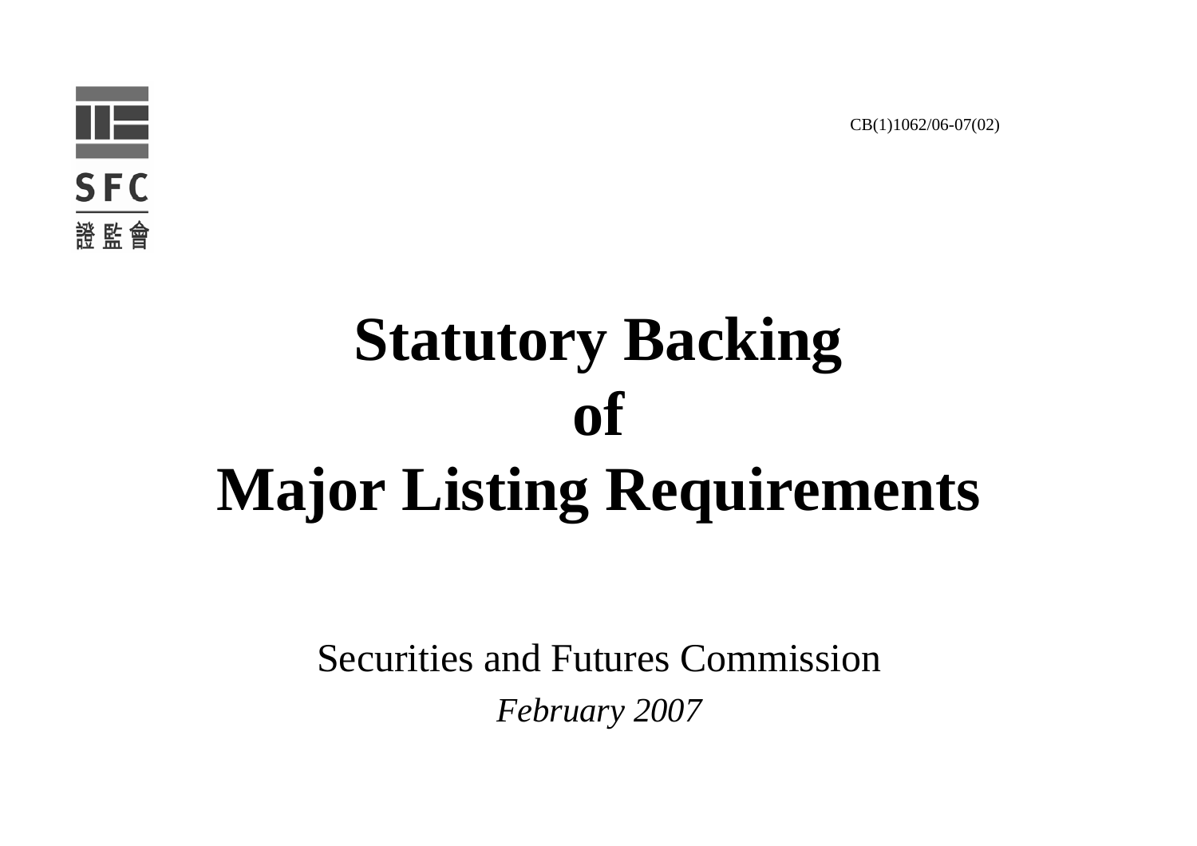CB(1)1062/06-07(02)

SFC

證監會

# Statutory Backing of Major Listing Requirements

Securities and Futures Commission

*February 2007*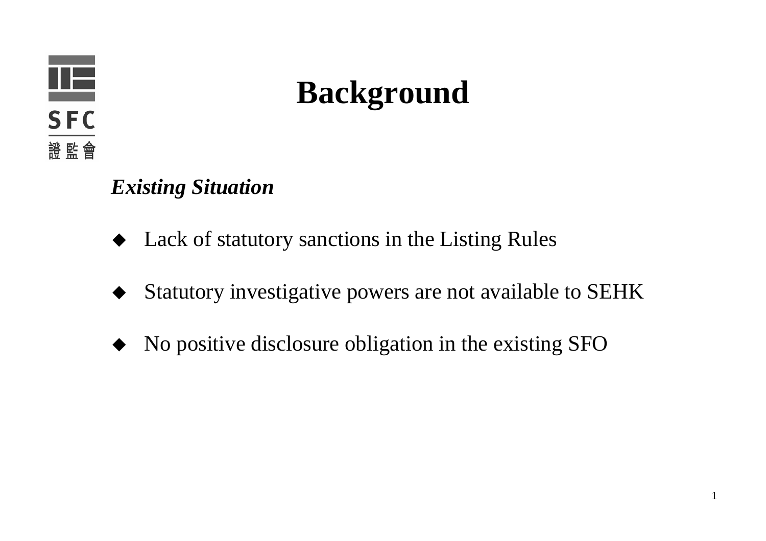# Background

***Existing Situation***

- Lack of statutory sanctions in the Listing Rules
- Statutory investigative powers are not available to SEHK
- No positive disclosure obligation in the existing SFO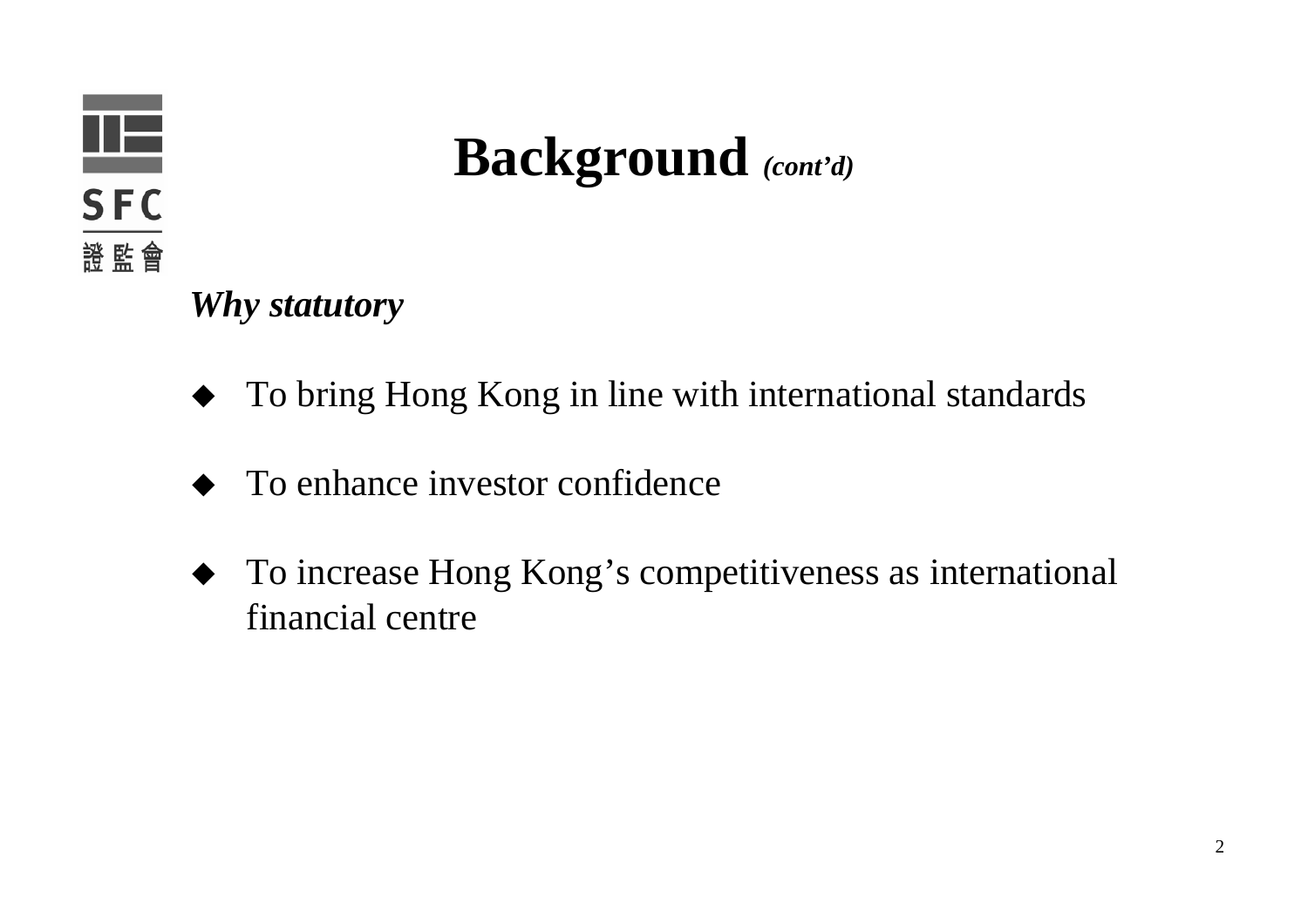# Background *(cont'd)*

***Why statutory***

- To bring Hong Kong in line with international standards
- To enhance investor confidence
- To increase Hong Kong's competitiveness as international financial centre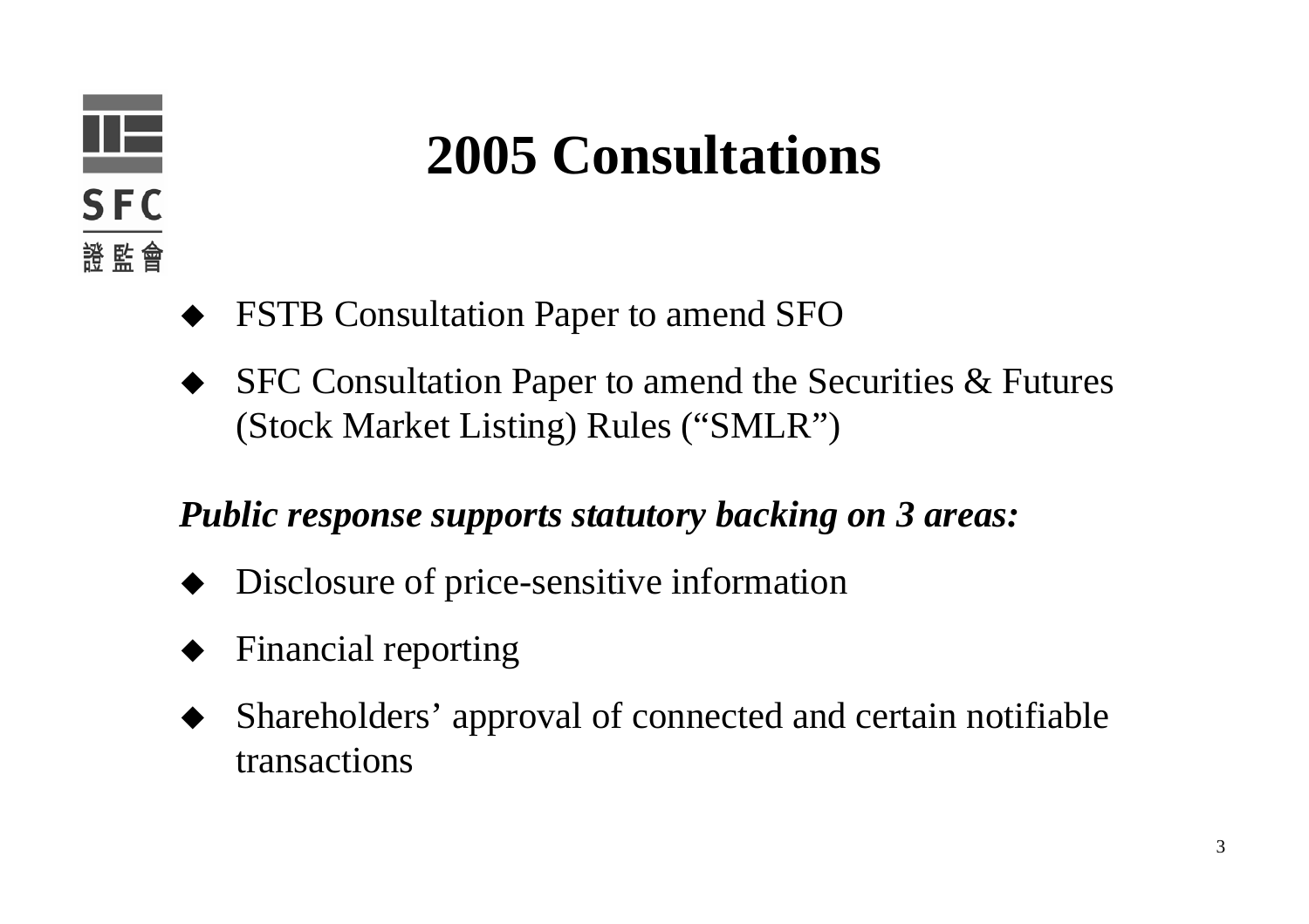# 2005 Consultations

- FSTB Consultation Paper to amend SFO
- SFC Consultation Paper to amend the Securities & Futures (Stock Market Listing) Rules (“SMLR”)

***Public response supports statutory backing on 3 areas:***

- Disclosure of price-sensitive information
- Financial reporting
- Shareholders’ approval of connected and certain notifiable transactions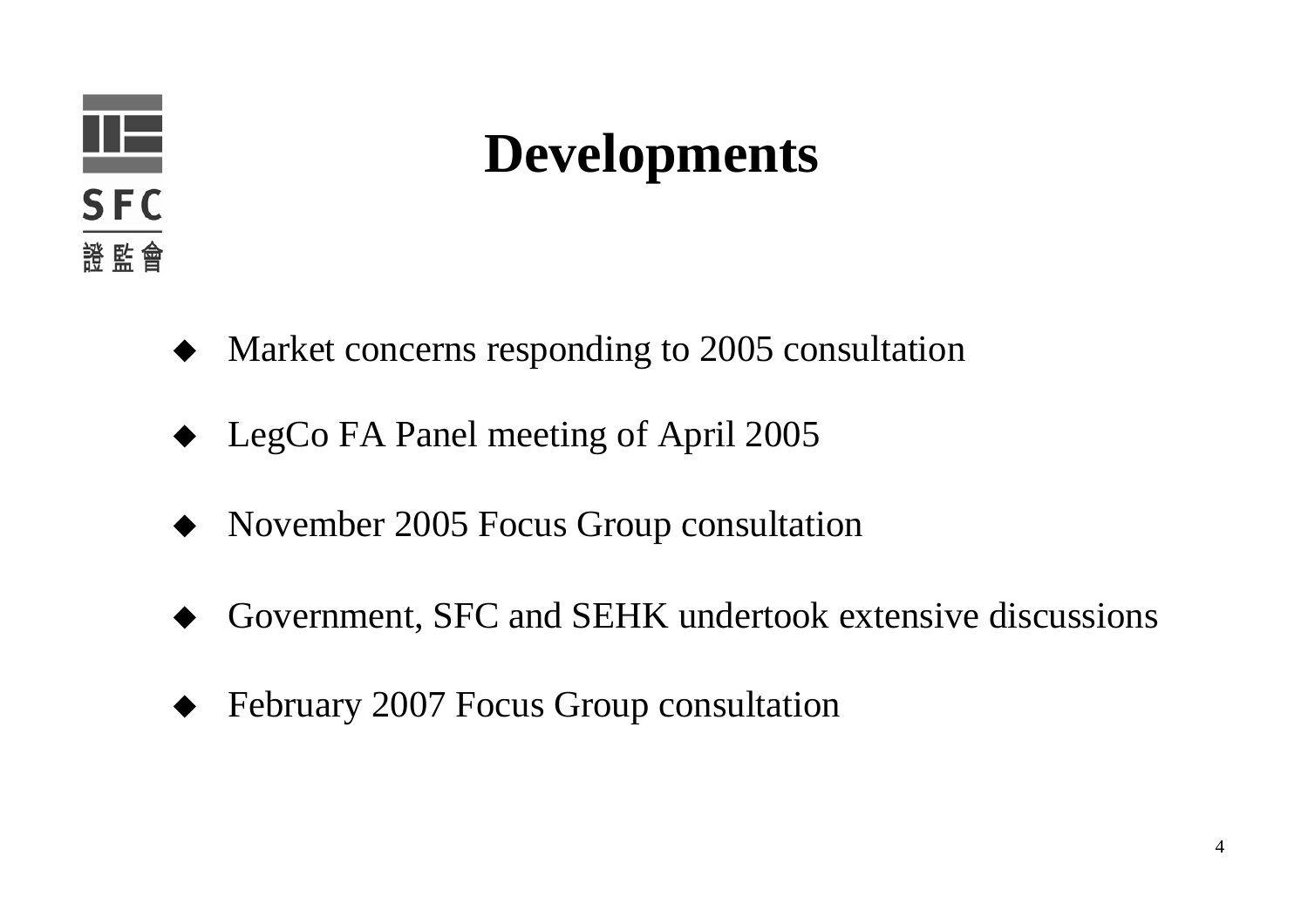# Developments

- Market concerns responding to 2005 consultation
- LegCo FA Panel meeting of April 2005
- November 2005 Focus Group consultation
- Government, SFC and SEHK undertook extensive discussions
- February 2007 Focus Group consultation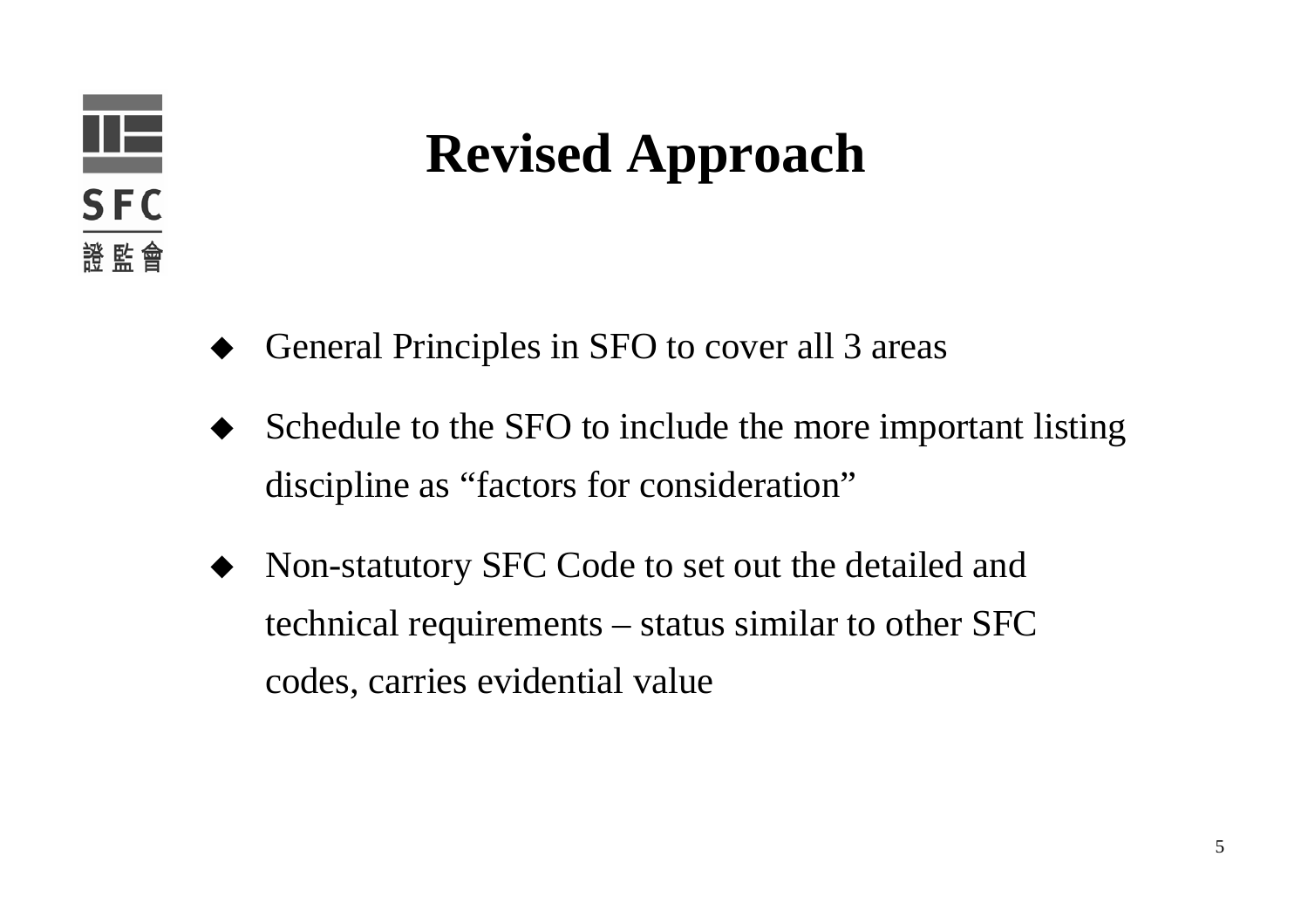# Revised Approach

- General Principles in SFO to cover all 3 areas
- Schedule to the SFO to include the more important listing discipline as “factors for consideration”
- Non-statutory SFC Code to set out the detailed and technical requirements – status similar to other SFC codes, carries evidential value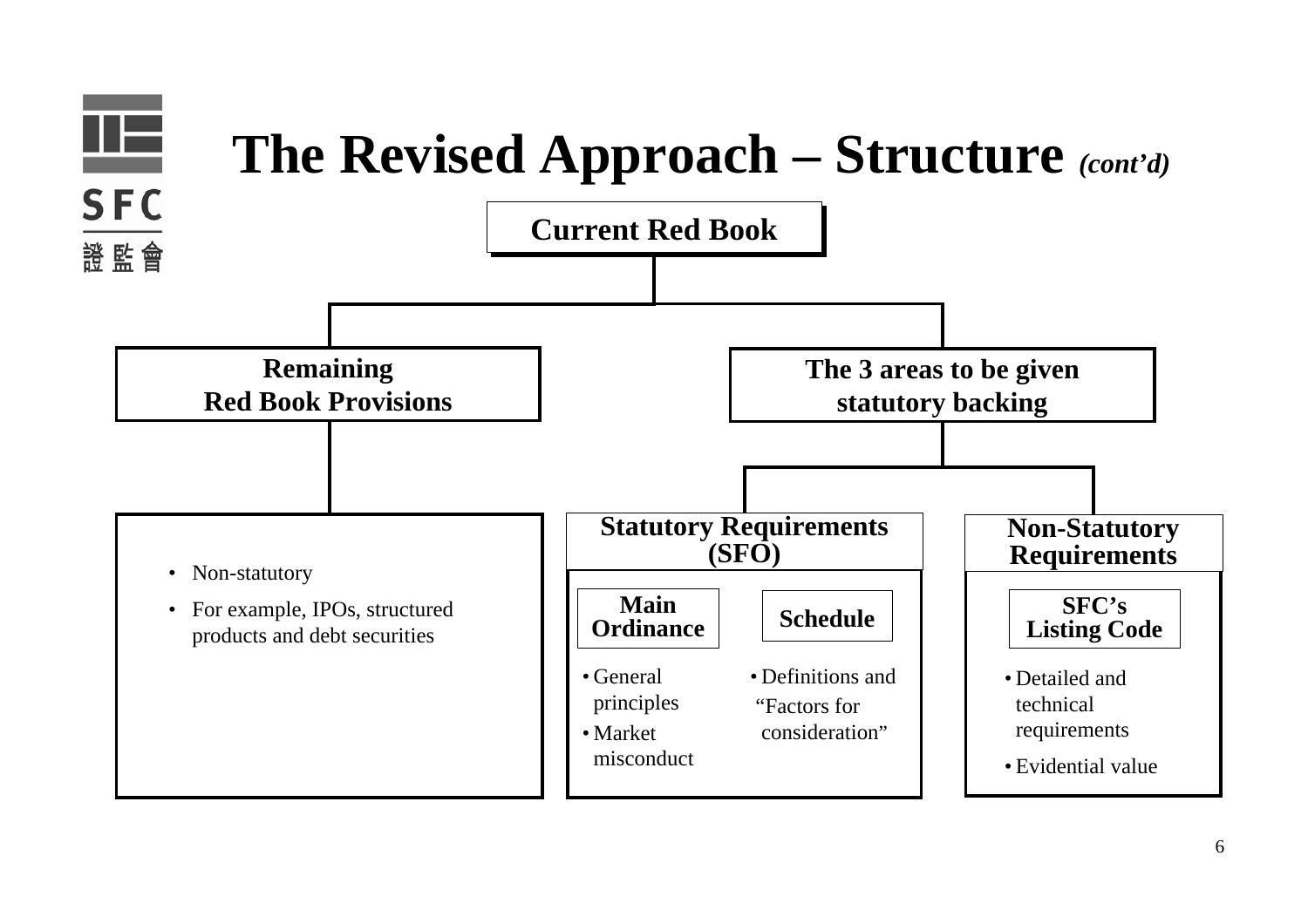# The Revised Approach – Structure *(cont'd)*

**Current Red Book**

- **Remaining Red Book Provisions**
  - Non-statutory
  - For example, IPOs, structured products and debt securities

- **The 3 areas to be given statutory backing**
  - **Statutory Requirements (SFO)**
    - **Main Ordinance**
      - General principles
      - Market misconduct
    - **Schedule**
      - Definitions and "Factors for consideration"
  - **Non-Statutory Requirements**
    - **SFC's Listing Code**
      - Detailed and technical requirements
      - Evidential value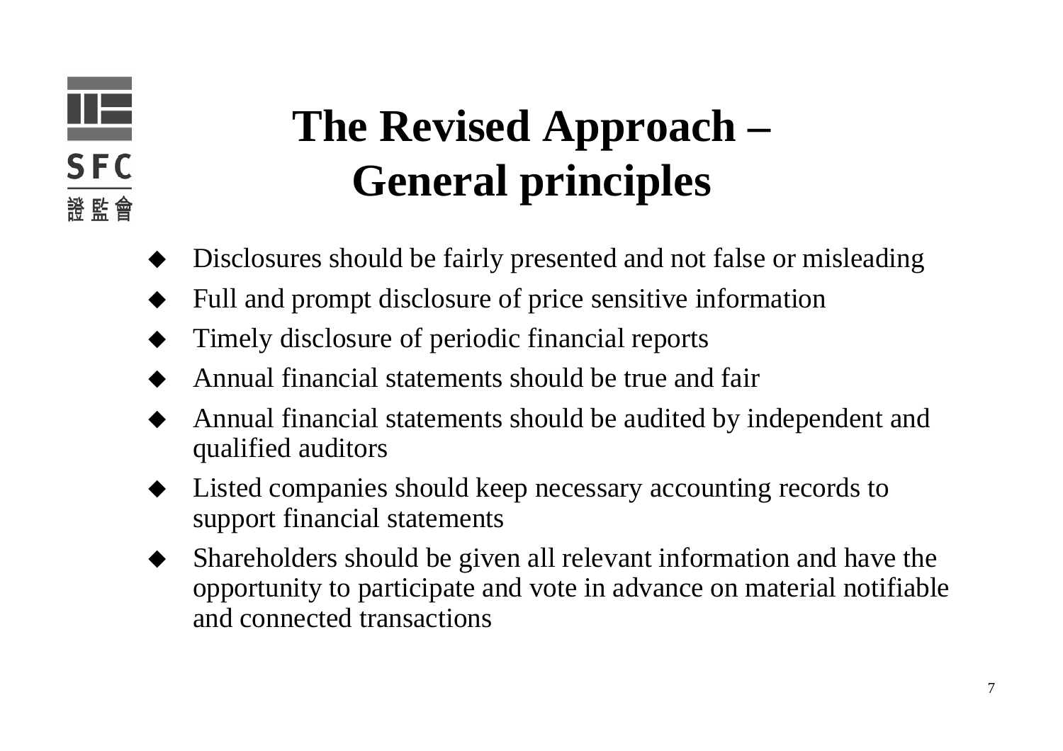# The Revised Approach – General principles

- Disclosures should be fairly presented and not false or misleading
- Full and prompt disclosure of price sensitive information
- Timely disclosure of periodic financial reports
- Annual financial statements should be true and fair
- Annual financial statements should be audited by independent and qualified auditors
- Listed companies should keep necessary accounting records to support financial statements
- Shareholders should be given all relevant information and have the opportunity to participate and vote in advance on material notifiable and connected transactions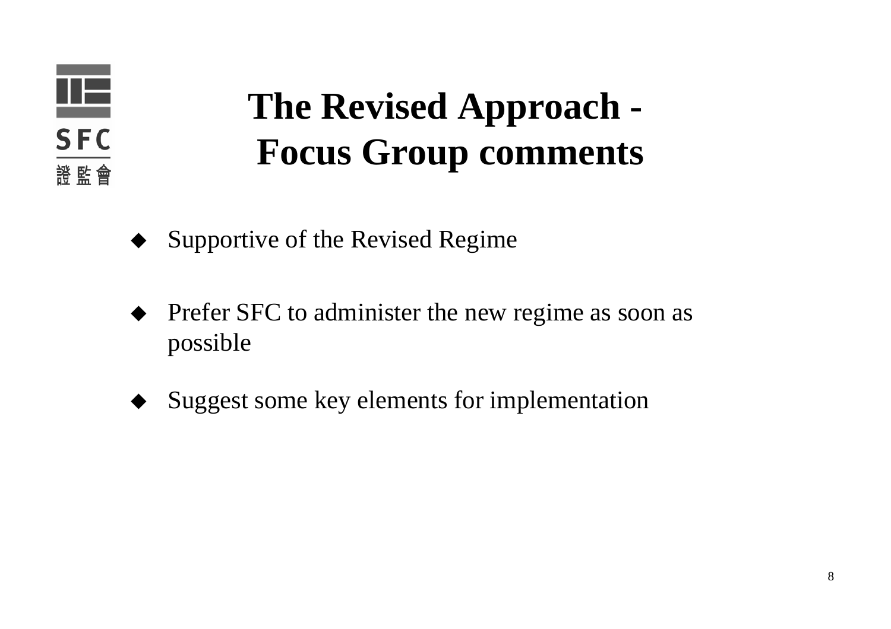# The Revised Approach - Focus Group comments

- Supportive of the Revised Regime
- Prefer SFC to administer the new regime as soon as possible
- Suggest some key elements for implementation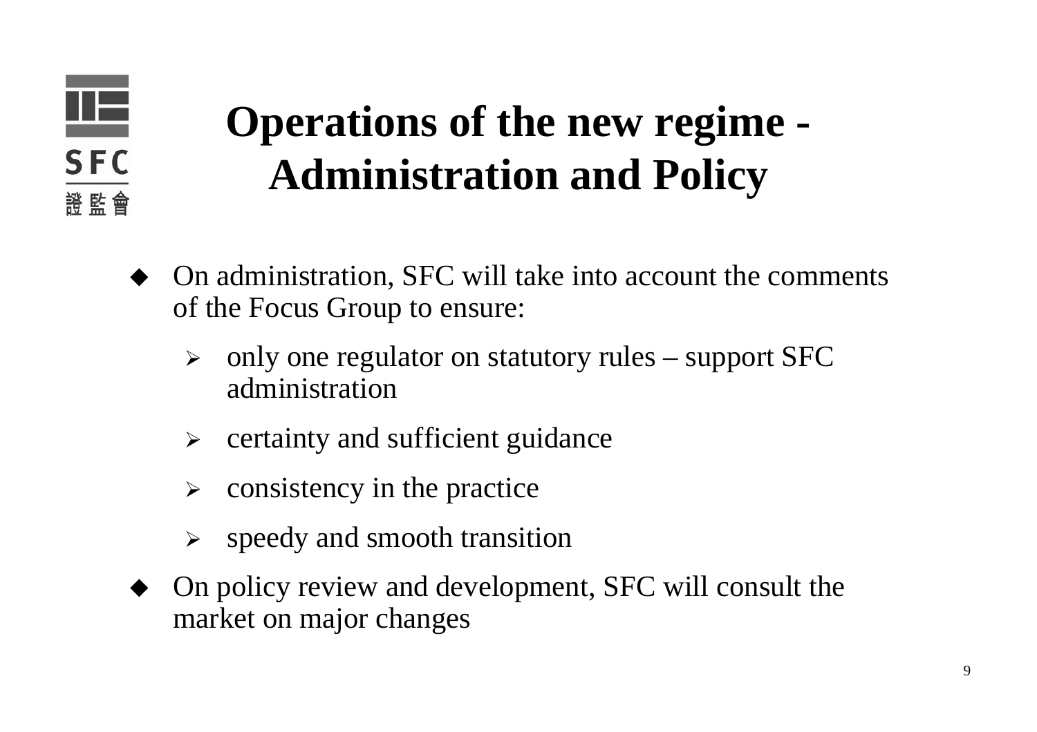# Operations of the new regime - Administration and Policy

- On administration, SFC will take into account the comments of the Focus Group to ensure:
  - only one regulator on statutory rules – support SFC administration
  - certainty and sufficient guidance
  - consistency in the practice
  - speedy and smooth transition
- On policy review and development, SFC will consult the market on major changes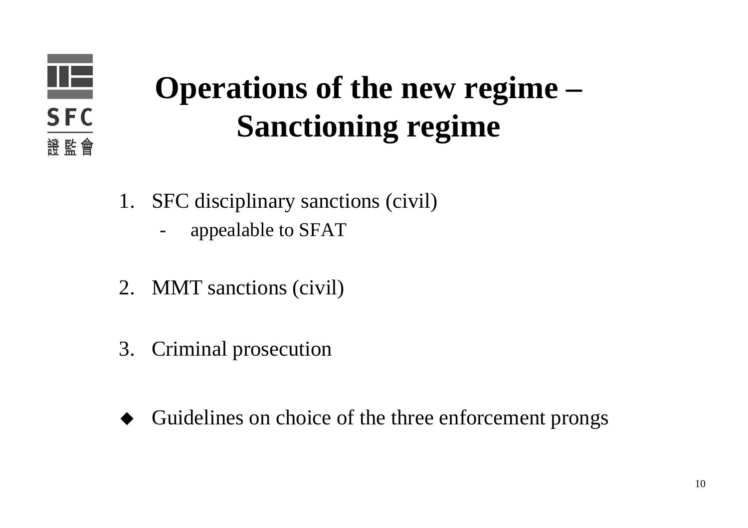# Operations of the new regime – Sanctioning regime

1. SFC disciplinary sanctions (civil)
    - appealable to SFAT

2. MMT sanctions (civil)

3. Criminal prosecution

- Guidelines on choice of the three enforcement prongs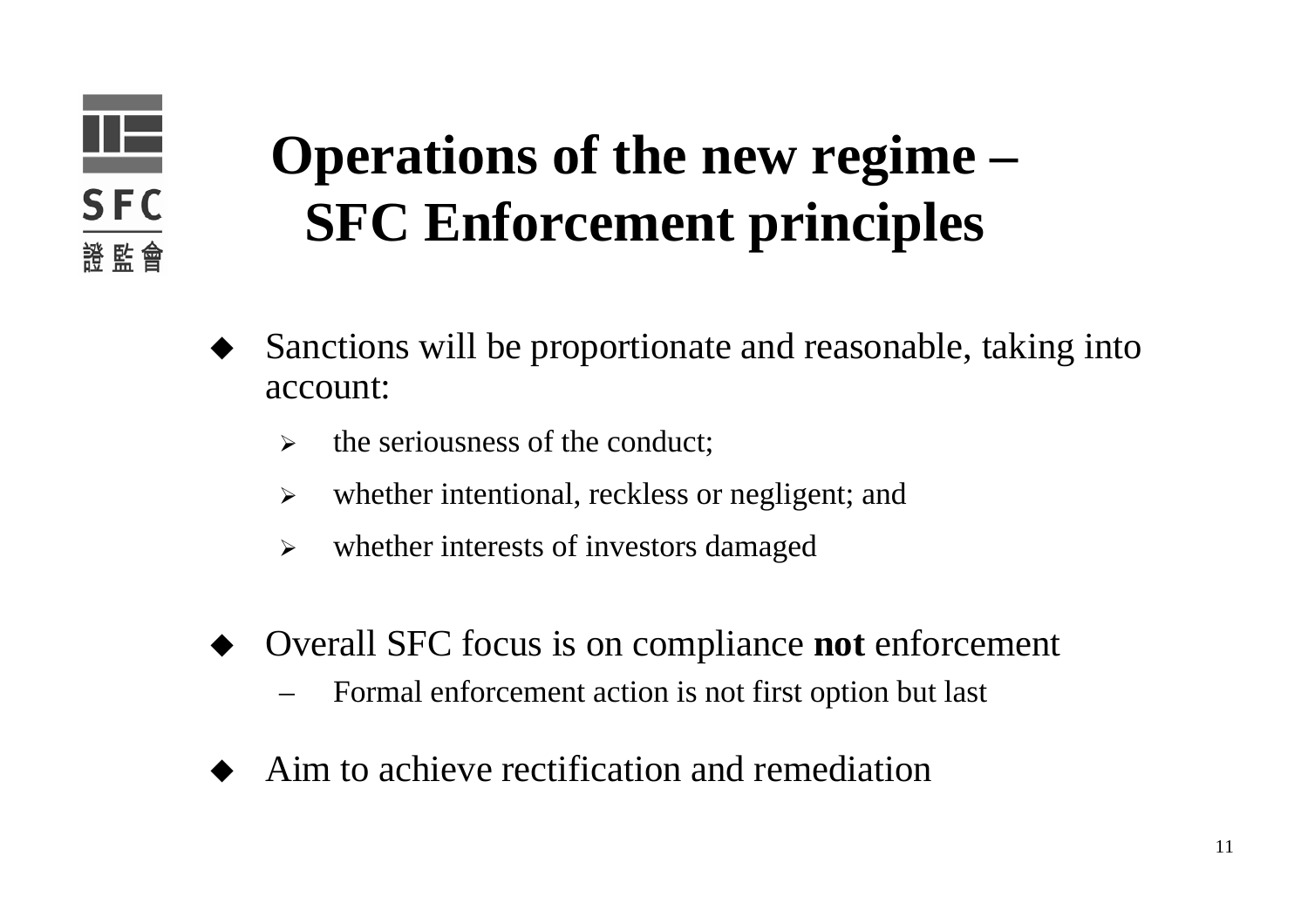# Operations of the new regime – SFC Enforcement principles

- Sanctions will be proportionate and reasonable, taking into account:
  - the seriousness of the conduct;
  - whether intentional, reckless or negligent; and
  - whether interests of investors damaged

- Overall SFC focus is on compliance **not** enforcement
  - Formal enforcement action is not first option but last

- Aim to achieve rectification and remediation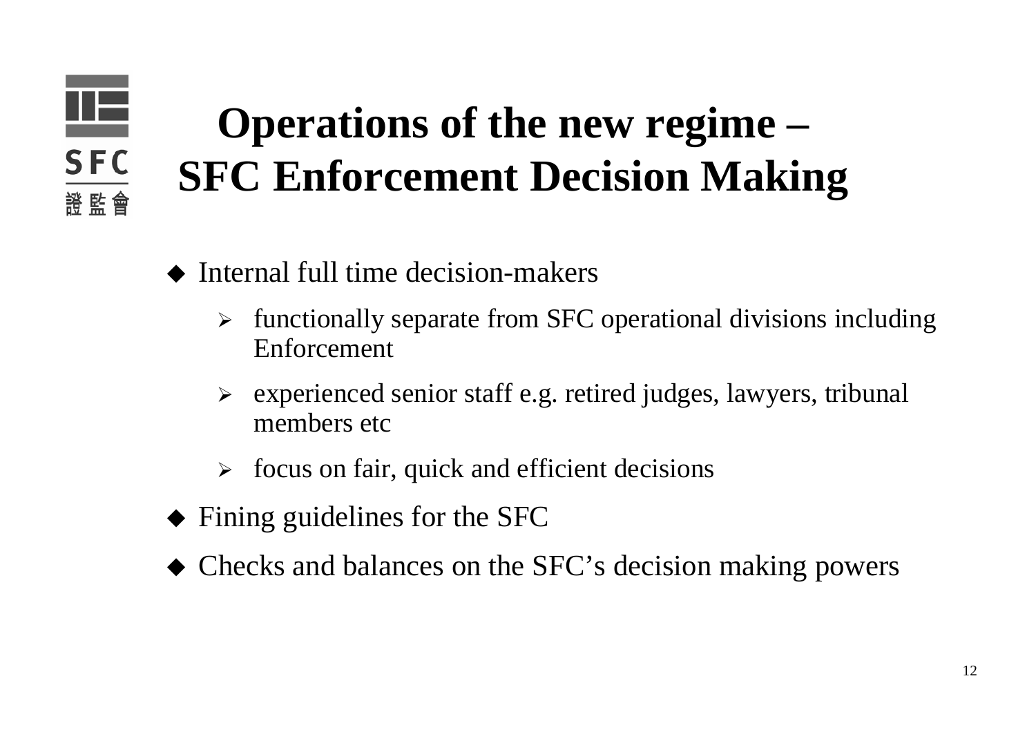# Operations of the new regime – SFC Enforcement Decision Making

- Internal full time decision-makers
  - functionally separate from SFC operational divisions including Enforcement
  - experienced senior staff e.g. retired judges, lawyers, tribunal members etc
  - focus on fair, quick and efficient decisions
- Fining guidelines for the SFC
- Checks and balances on the SFC's decision making powers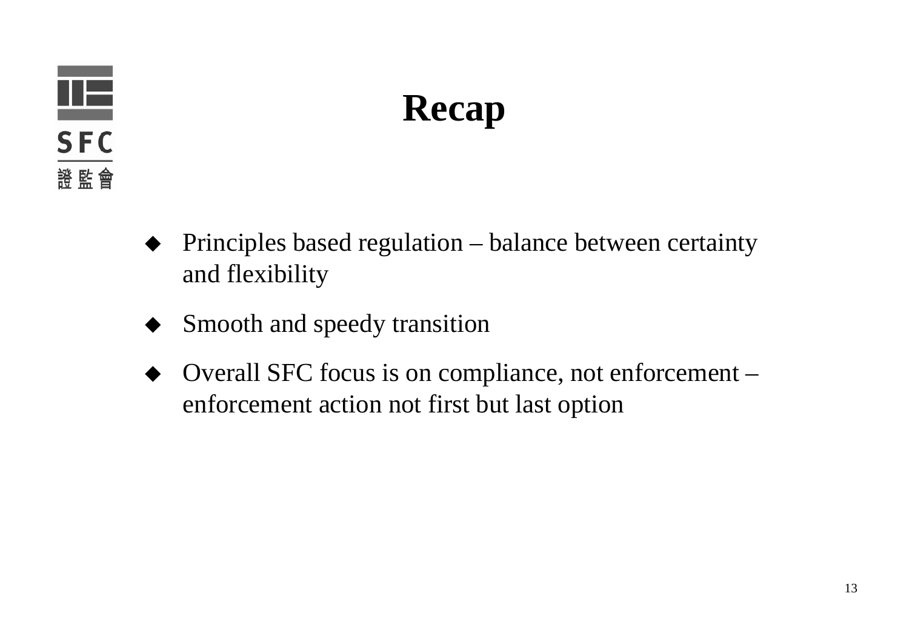# Recap

- Principles based regulation – balance between certainty and flexibility
- Smooth and speedy transition
- Overall SFC focus is on compliance, not enforcement – enforcement action not first but last option